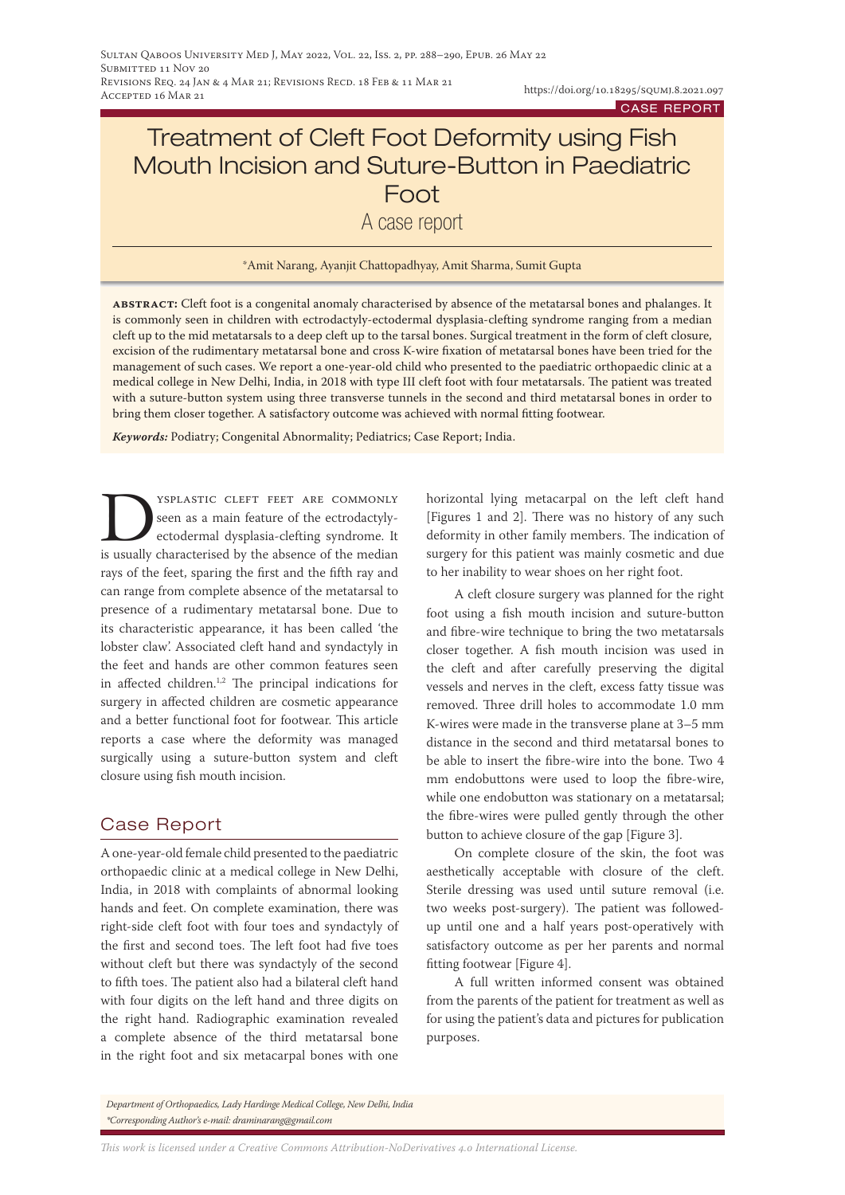CASE REPORT

# Treatment of Cleft Foot Deformity using Fish Mouth Incision and Suture-Button in Paediatric Foot

## A case report

*Amit Narang, Ayanjit Chattopadhyay, Amit Sharma, Sumit Gupta

**ABSTRACT:** Cleft foot is a congenital anomaly characterised by absence of the metatarsal bones and phalanges. It is commonly seen in children with ectrodactyly-ectodermal dysplasia-clefting syndrome ranging from a median cleft up to the mid metatarsals to a deep cleft up to the tarsal bones. Surgical treatment in the form of cleft closure, excision of the rudimentary metatarsal bone and cross K-wire fixation of metatarsal bones have been tried for the management of such cases. We report a one-year-old child who presented to the paediatric orthopaedic clinic at a medical college in New Delhi, India, in 2018 with type III cleft foot with four metatarsals. The patient was treated with a suture-button system using three transverse tunnels in the second and third metatarsal bones in order to bring them closer together. A satisfactory outcome was achieved with normal fitting footwear.

***Keywords:*** Podiatry; Congenital Abnormality; Pediatrics; Case Report; India.

Dysplastic cleft feet are commonly seen as a main feature of the ectrodactyly-ectodermal dysplasia-clefting syndrome. It is usually characterised by the absence of the median rays of the feet, sparing the first and the fifth ray and can range from complete absence of the metatarsal to presence of a rudimentary metatarsal bone. Due to its characteristic appearance, it has been called 'the lobster claw'. Associated cleft hand and syndactyly in the feet and hands are other common features seen in affected children.[1,2] The principal indications for surgery in affected children are cosmetic appearance and a better functional foot for footwear. This article reports a case where the deformity was managed surgically using a suture-button system and cleft closure using fish mouth incision.

## Case Report

A one-year-old female child presented to the paediatric orthopaedic clinic at a medical college in New Delhi, India, in 2018 with complaints of abnormal looking hands and feet. On complete examination, there was right-side cleft foot with four toes and syndactyly of the first and second toes. The left foot had five toes without cleft but there was syndactyly of the second to fifth toes. The patient also had a bilateral cleft hand with four digits on the left hand and three digits on the right hand. Radiographic examination revealed a complete absence of the third metatarsal bone in the right foot and six metacarpal bones with one horizontal lying metacarpal on the left cleft hand [Figures 1 and 2]. There was no history of any such deformity in other family members. The indication of surgery for this patient was mainly cosmetic and due to her inability to wear shoes on her right foot.

A cleft closure surgery was planned for the right foot using a fish mouth incision and suture-button and fibre-wire technique to bring the two metatarsals closer together. A fish mouth incision was used in the cleft and after carefully preserving the digital vessels and nerves in the cleft, excess fatty tissue was removed. Three drill holes to accommodate 1.0 mm K-wires were made in the transverse plane at 3–5 mm distance in the second and third metatarsal bones to be able to insert the fibre-wire into the bone. Two 4 mm endobuttons were used to loop the fibre-wire, while one endobutton was stationary on a metatarsal; the fibre-wires were pulled gently through the other button to achieve closure of the gap [Figure 3].

On complete closure of the skin, the foot was aesthetically acceptable with closure of the cleft. Sterile dressing was used until suture removal (i.e. two weeks post-surgery). The patient was followed-up until one and a half years post-operatively with satisfactory outcome as per her parents and normal fitting footwear [Figure 4].

A full written informed consent was obtained from the parents of the patient for treatment as well as for using the patient's data and pictures for publication purposes.

*Department of Orthopaedics, Lady Hardinge Medical College, New Delhi, India*
*\*Corresponding Author's e-mail: draminarang@gmail.com*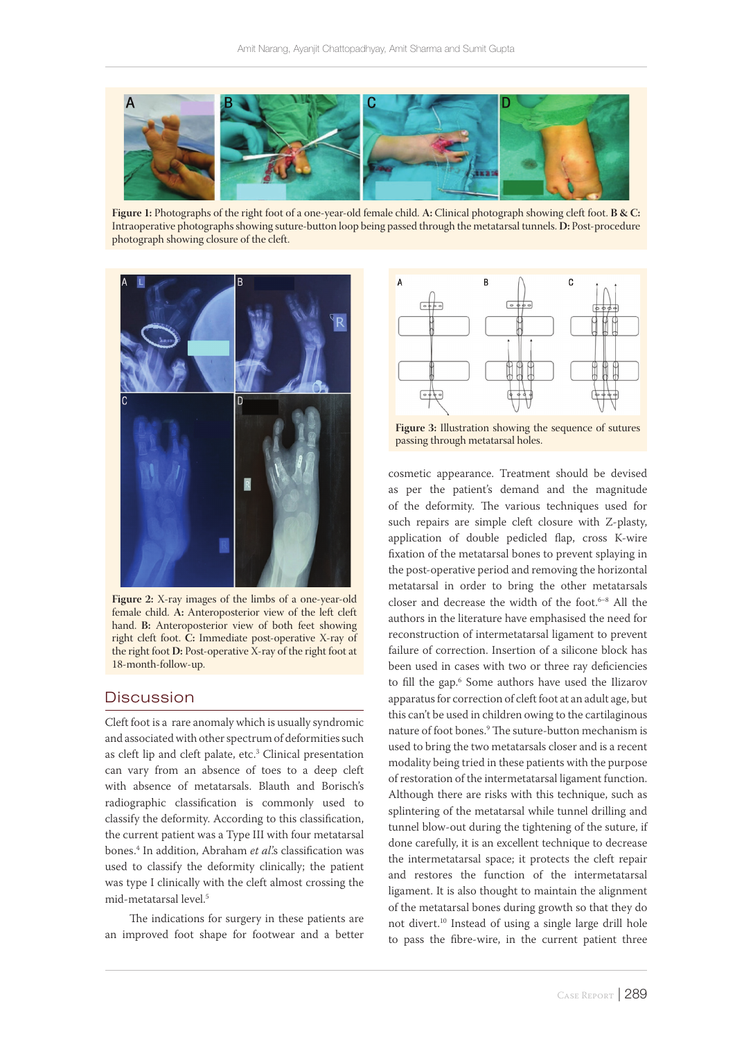Figure 1: Photographs of the right foot of a one-year-old female child. **A:** Clinical photograph showing cleft foot. **B & C:** Intraoperative photographs showing suture-button loop being passed through the metatarsal tunnels. **D:** Post-procedure photograph showing closure of the cleft.

**Figure 2:** X-ray images of the limbs of a one-year-old female child. **A:** Anteroposterior view of the left cleft hand. **B:** Anteroposterior view of both feet showing right cleft foot. **C:** Immediate post-operative X-ray of the right foot **D:** Post-operative X-ray of the right foot at 18-month-follow-up.

**Figure 3:** Illustration showing the sequence of sutures passing through metatarsal holes.

## Discussion

Cleft foot is a rare anomaly which is usually syndromic and associated with other spectrum of deformities such as cleft lip and cleft palate, etc.[3] Clinical presentation can vary from an absence of toes to a deep cleft with absence of metatarsals. Blauth and Borisch's radiographic classification is commonly used to classify the deformity. According to this classification, the current patient was a Type III with four metatarsal bones.[4] In addition, Abraham *et al.*'s classification was used to classify the deformity clinically; the patient was type I clinically with the cleft almost crossing the mid-metatarsal level.[5]

The indications for surgery in these patients are an improved foot shape for footwear and a better cosmetic appearance. Treatment should be devised as per the patient's demand and the magnitude of the deformity. The various techniques used for such repairs are simple cleft closure with Z-plasty, application of double pedicled flap, cross K-wire fixation of the metatarsal bones to prevent splaying in the post-operative period and removing the horizontal metatarsal in order to bring the other metatarsals closer and decrease the width of the foot.[6–8] All the authors in the literature have emphasised the need for reconstruction of intermetatarsal ligament to prevent failure of correction. Insertion of a silicone block has been used in cases with two or three ray deficiencies to fill the gap.[6] Some authors have used the Ilizarov apparatus for correction of cleft foot at an adult age, but this can't be used in children owing to the cartilaginous nature of foot bones.[9] The suture-button mechanism is used to bring the two metatarsals closer and is a recent modality being tried in these patients with the purpose of restoration of the intermetatarsal ligament function. Although there are risks with this technique, such as splintering of the metatarsal while tunnel drilling and tunnel blow-out during the tightening of the suture, if done carefully, it is an excellent technique to decrease the intermetatarsal space; it protects the cleft repair and restores the function of the intermetatarsal ligament. It is also thought to maintain the alignment of the metatarsal bones during growth so that they do not divert.[10] Instead of using a single large drill hole to pass the fibre-wire, in the current patient three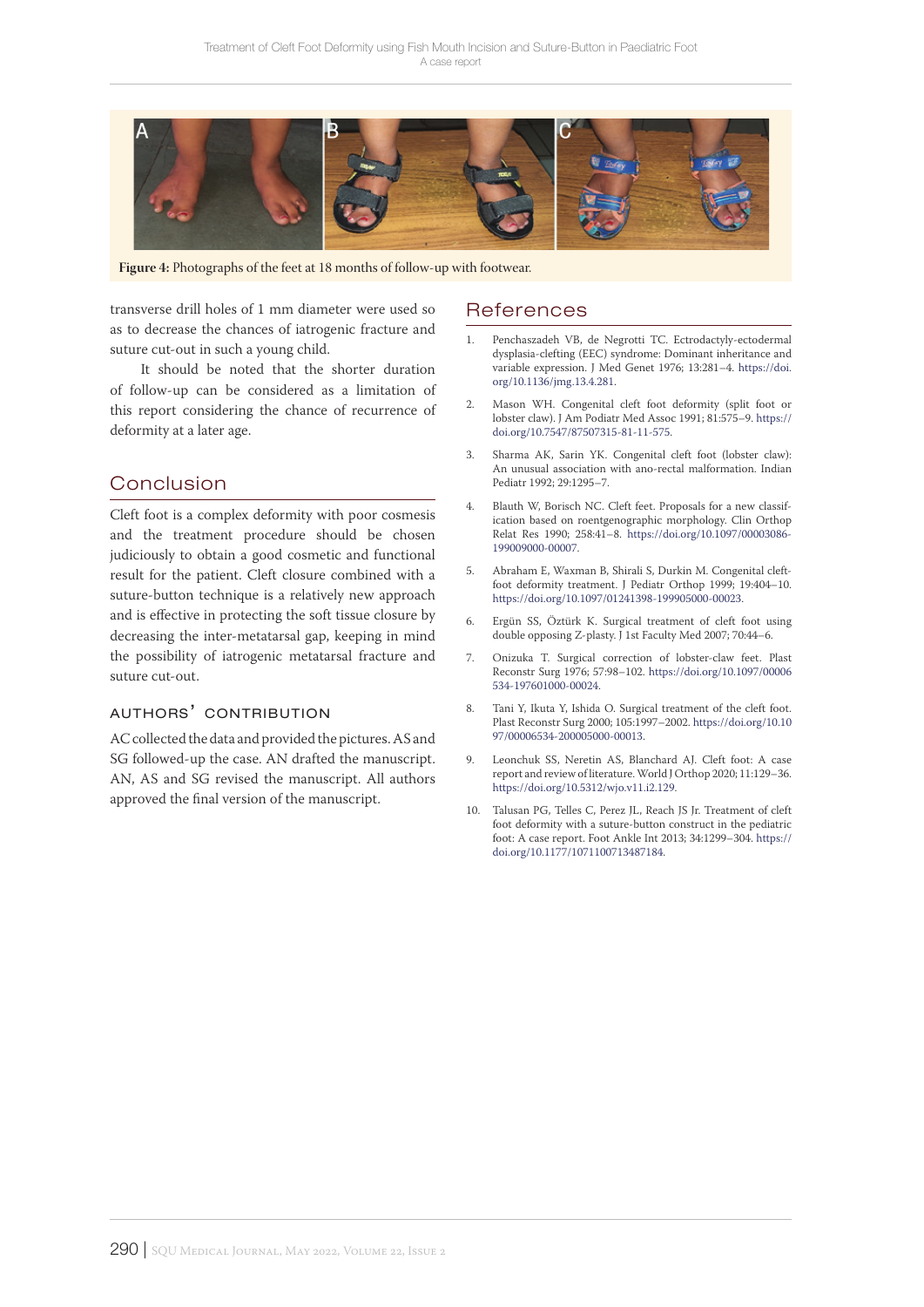Figure 4: Photographs of the feet at 18 months of follow-up with footwear.

transverse drill holes of 1 mm diameter were used so as to decrease the chances of iatrogenic fracture and suture cut-out in such a young child.

It should be noted that the shorter duration of follow-up can be considered as a limitation of this report considering the chance of recurrence of deformity at a later age.

## Conclusion

Cleft foot is a complex deformity with poor cosmesis and the treatment procedure should be chosen judiciously to obtain a good cosmetic and functional result for the patient. Cleft closure combined with a suture-button technique is a relatively new approach and is effective in protecting the soft tissue closure by decreasing the inter-metatarsal gap, keeping in mind the possibility of iatrogenic metatarsal fracture and suture cut-out.

### Authors' Contribution

AC collected the data and provided the pictures. AS and SG followed-up the case. AN drafted the manuscript. AN, AS and SG revised the manuscript. All authors approved the final version of the manuscript.

## References

1. Penchaszadeh VB, de Negrotti TC. Ectrodactyly-ectodermal dysplasia-clefting (EEC) syndrome: Dominant inheritance and variable expression. J Med Genet 1976; 13:281–4. https://doi.org/10.1136/jmg.13.4.281.
2. Mason WH. Congenital cleft foot deformity (split foot or lobster claw). J Am Podiatr Med Assoc 1991; 81:575–9. https://doi.org/10.7547/87507315-81-11-575.
3. Sharma AK, Sarin YK. Congenital cleft foot (lobster claw): An unusual association with ano-rectal malformation. Indian Pediatr 1992; 29:1295–7.
4. Blauth W, Borisch NC. Cleft feet. Proposals for a new classification based on roentgenographic morphology. Clin Orthop Relat Res 1990; 258:41–8. https://doi.org/10.1097/00003086-199009000-00007.
5. Abraham E, Waxman B, Shirali S, Durkin M. Congenital cleft-foot deformity treatment. J Pediatr Orthop 1999; 19:404–10. https://doi.org/10.1097/01241398-199905000-00023.
6. Ergün SS, Öztürk K. Surgical treatment of cleft foot using double opposing Z-plasty. J 1st Faculty Med 2007; 70:44–6.
7. Onizuka T. Surgical correction of lobster-claw feet. Plast Reconstr Surg 1976; 57:98–102. https://doi.org/10.1097/00006534-197601000-00024.
8. Tani Y, Ikuta Y, Ishida O. Surgical treatment of the cleft foot. Plast Reconstr Surg 2000; 105:1997–2002. https://doi.org/10.1097/00006534-200005000-00013.
9. Leonchuk SS, Neretin AS, Blanchard AJ. Cleft foot: A case report and review of literature. World J Orthop 2020; 11:129–36. https://doi.org/10.5312/wjo.v11.i2.129.
10. Talusan PG, Telles C, Perez JL, Reach JS Jr. Treatment of cleft foot deformity with a suture-button construct in the pediatric foot: A case report. Foot Ankle Int 2013; 34:1299–304. https://doi.org/10.1177/1071100713487184.